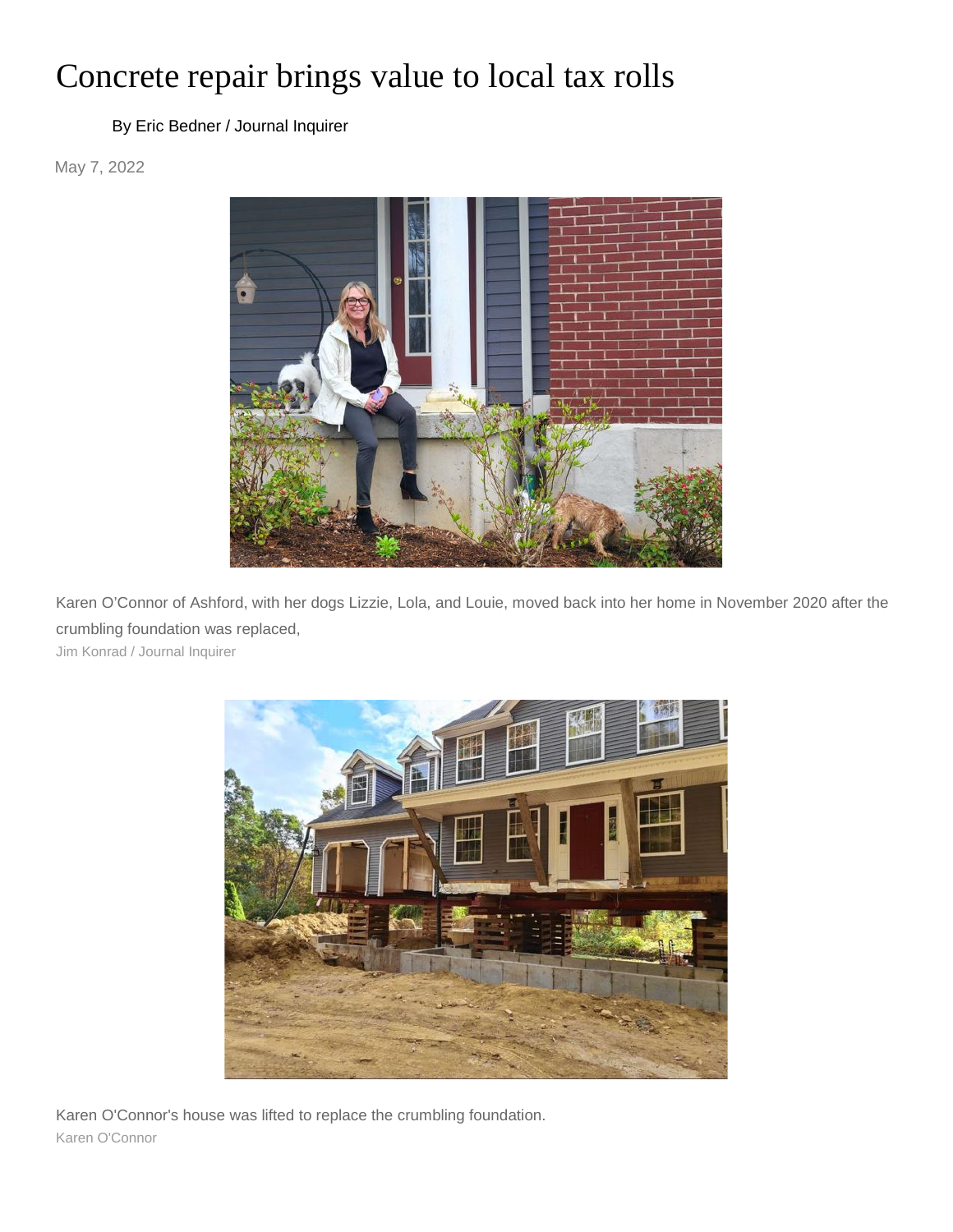# Concrete repair brings value to local tax rolls

By Eric Bedner / Journal Inquirer

May 7, 2022

Karen O'Connor of Ashford, with her dogs Lizzie, Lola, and Louie, moved back into her home in November 2020 after the crumbling foundation was replaced,

Jim Konrad / Journal Inquirer

Karen O'Connor's house was lifted to replace the crumbling foundation.

Karen O'Connor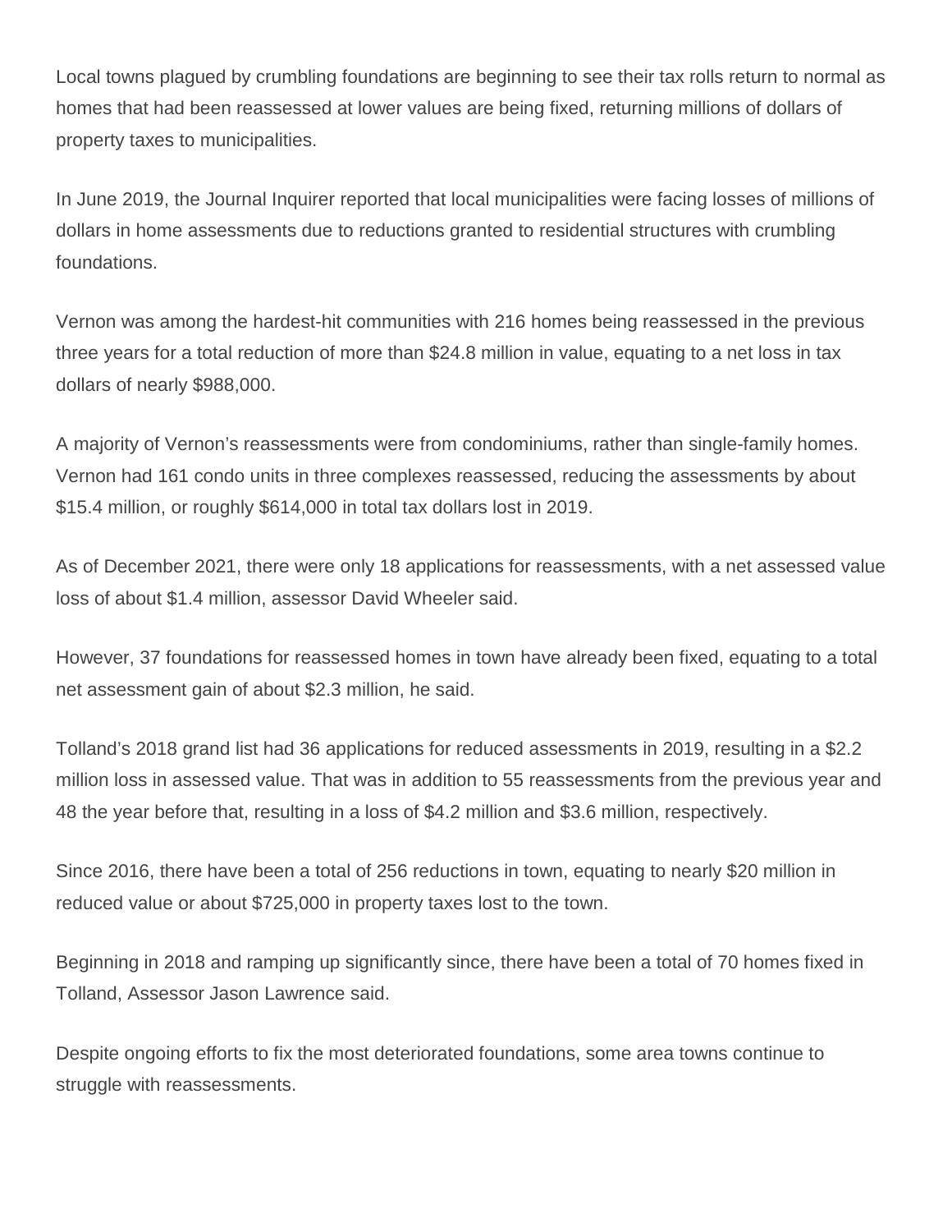Local towns plagued by crumbling foundations are beginning to see their tax rolls return to normal as homes that had been reassessed at lower values are being fixed, returning millions of dollars of property taxes to municipalities.

In June 2019, the Journal Inquirer reported that local municipalities were facing losses of millions of dollars in home assessments due to reductions granted to residential structures with crumbling foundations.

Vernon was among the hardest-hit communities with 216 homes being reassessed in the previous three years for a total reduction of more than $24.8 million in value, equating to a net loss in tax dollars of nearly $988,000.

A majority of Vernon's reassessments were from condominiums, rather than single-family homes. Vernon had 161 condo units in three complexes reassessed, reducing the assessments by about $15.4 million, or roughly $614,000 in total tax dollars lost in 2019.

As of December 2021, there were only 18 applications for reassessments, with a net assessed value loss of about $1.4 million, assessor David Wheeler said.

However, 37 foundations for reassessed homes in town have already been fixed, equating to a total net assessment gain of about $2.3 million, he said.

Tolland's 2018 grand list had 36 applications for reduced assessments in 2019, resulting in a $2.2 million loss in assessed value. That was in addition to 55 reassessments from the previous year and 48 the year before that, resulting in a loss of $4.2 million and $3.6 million, respectively.

Since 2016, there have been a total of 256 reductions in town, equating to nearly $20 million in reduced value or about $725,000 in property taxes lost to the town.

Beginning in 2018 and ramping up significantly since, there have been a total of 70 homes fixed in Tolland, Assessor Jason Lawrence said.

Despite ongoing efforts to fix the most deteriorated foundations, some area towns continue to struggle with reassessments.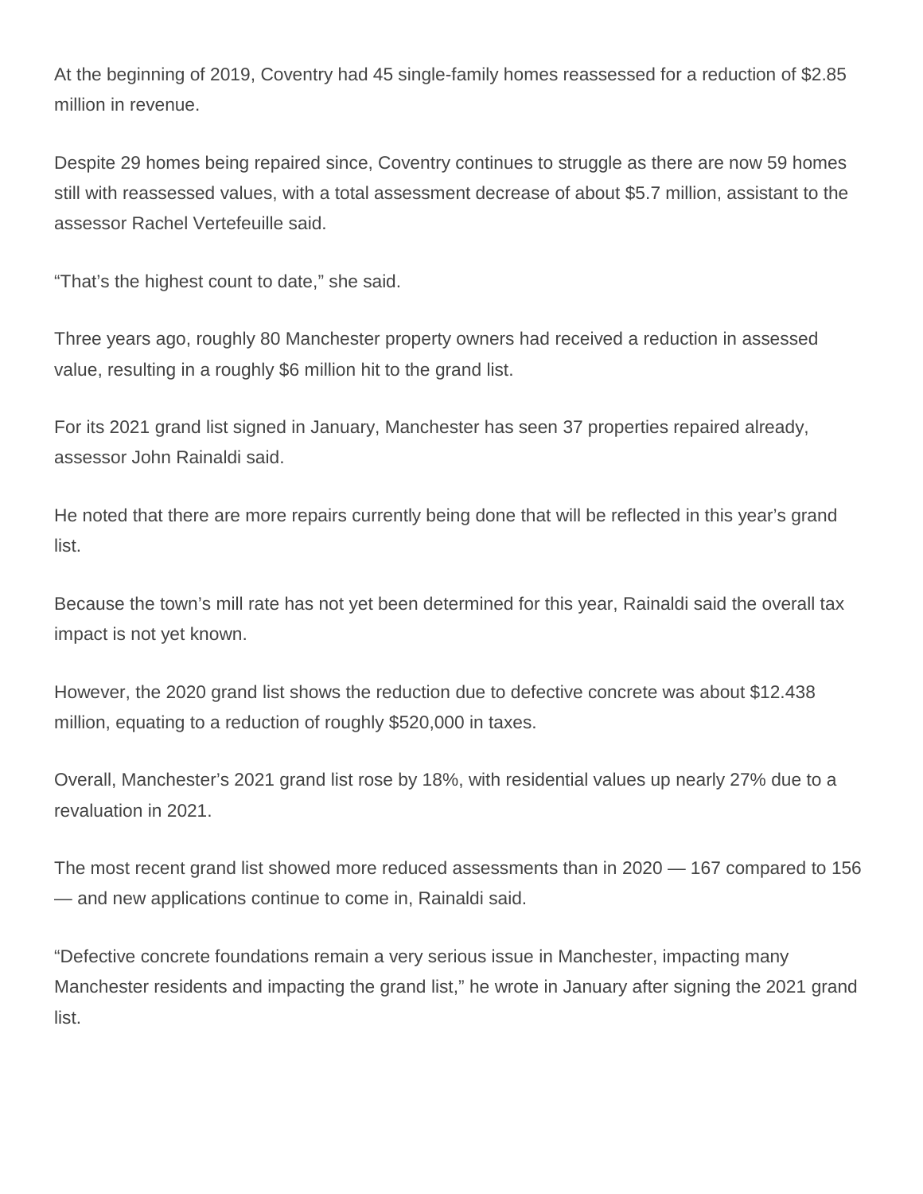At the beginning of 2019, Coventry had 45 single-family homes reassessed for a reduction of $2.85 million in revenue.

Despite 29 homes being repaired since, Coventry continues to struggle as there are now 59 homes still with reassessed values, with a total assessment decrease of about $5.7 million, assistant to the assessor Rachel Vertefeuille said.

“That’s the highest count to date,” she said.

Three years ago, roughly 80 Manchester property owners had received a reduction in assessed value, resulting in a roughly $6 million hit to the grand list.

For its 2021 grand list signed in January, Manchester has seen 37 properties repaired already, assessor John Rainaldi said.

He noted that there are more repairs currently being done that will be reflected in this year’s grand list.

Because the town’s mill rate has not yet been determined for this year, Rainaldi said the overall tax impact is not yet known.

However, the 2020 grand list shows the reduction due to defective concrete was about $12.438 million, equating to a reduction of roughly $520,000 in taxes.

Overall, Manchester’s 2021 grand list rose by 18%, with residential values up nearly 27% due to a revaluation in 2021.

The most recent grand list showed more reduced assessments than in 2020 — 167 compared to 156 — and new applications continue to come in, Rainaldi said.

“Defective concrete foundations remain a very serious issue in Manchester, impacting many Manchester residents and impacting the grand list,” he wrote in January after signing the 2021 grand list.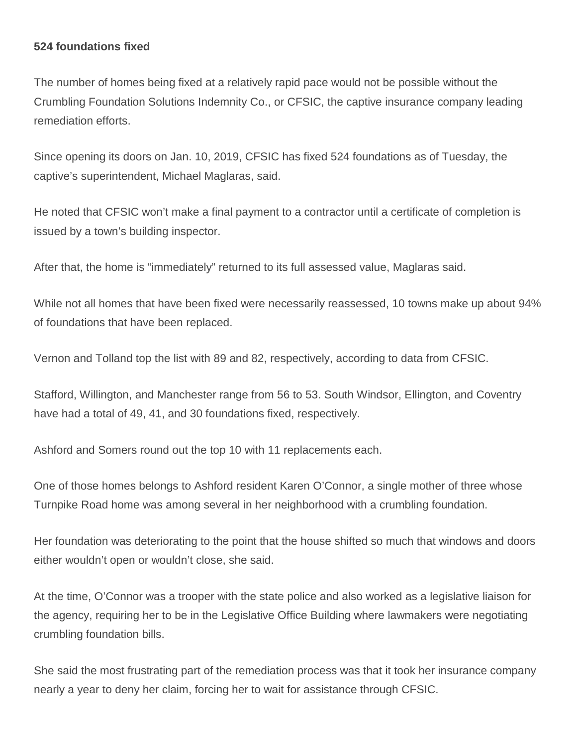**524 foundations fixed**

The number of homes being fixed at a relatively rapid pace would not be possible without the Crumbling Foundation Solutions Indemnity Co., or CFSIC, the captive insurance company leading remediation efforts.

Since opening its doors on Jan. 10, 2019, CFSIC has fixed 524 foundations as of Tuesday, the captive's superintendent, Michael Maglaras, said.

He noted that CFSIC won't make a final payment to a contractor until a certificate of completion is issued by a town's building inspector.

After that, the home is "immediately" returned to its full assessed value, Maglaras said.

While not all homes that have been fixed were necessarily reassessed, 10 towns make up about 94% of foundations that have been replaced.

Vernon and Tolland top the list with 89 and 82, respectively, according to data from CFSIC.

Stafford, Willington, and Manchester range from 56 to 53. South Windsor, Ellington, and Coventry have had a total of 49, 41, and 30 foundations fixed, respectively.

Ashford and Somers round out the top 10 with 11 replacements each.

One of those homes belongs to Ashford resident Karen O'Connor, a single mother of three whose Turnpike Road home was among several in her neighborhood with a crumbling foundation.

Her foundation was deteriorating to the point that the house shifted so much that windows and doors either wouldn't open or wouldn't close, she said.

At the time, O'Connor was a trooper with the state police and also worked as a legislative liaison for the agency, requiring her to be in the Legislative Office Building where lawmakers were negotiating crumbling foundation bills.

She said the most frustrating part of the remediation process was that it took her insurance company nearly a year to deny her claim, forcing her to wait for assistance through CFSIC.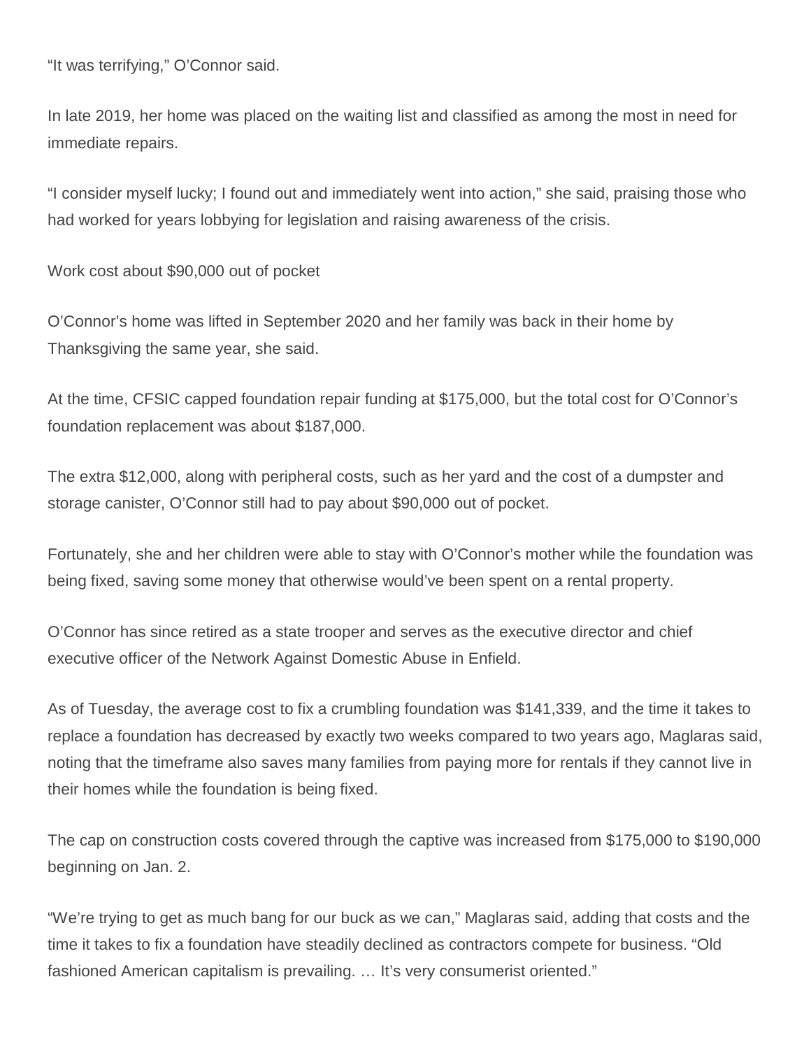"It was terrifying," O'Connor said.

In late 2019, her home was placed on the waiting list and classified as among the most in need for immediate repairs.

"I consider myself lucky; I found out and immediately went into action," she said, praising those who had worked for years lobbying for legislation and raising awareness of the crisis.

## Work cost about $90,000 out of pocket

O'Connor's home was lifted in September 2020 and her family was back in their home by Thanksgiving the same year, she said.

At the time, CFSIC capped foundation repair funding at $175,000, but the total cost for O'Connor's foundation replacement was about $187,000.

The extra $12,000, along with peripheral costs, such as her yard and the cost of a dumpster and storage canister, O'Connor still had to pay about $90,000 out of pocket.

Fortunately, she and her children were able to stay with O'Connor's mother while the foundation was being fixed, saving some money that otherwise would've been spent on a rental property.

O'Connor has since retired as a state trooper and serves as the executive director and chief executive officer of the Network Against Domestic Abuse in Enfield.

As of Tuesday, the average cost to fix a crumbling foundation was $141,339, and the time it takes to replace a foundation has decreased by exactly two weeks compared to two years ago, Maglaras said, noting that the timeframe also saves many families from paying more for rentals if they cannot live in their homes while the foundation is being fixed.

The cap on construction costs covered through the captive was increased from $175,000 to $190,000 beginning on Jan. 2.

"We're trying to get as much bang for our buck as we can," Maglaras said, adding that costs and the time it takes to fix a foundation have steadily declined as contractors compete for business. "Old fashioned American capitalism is prevailing. … It's very consumerist oriented."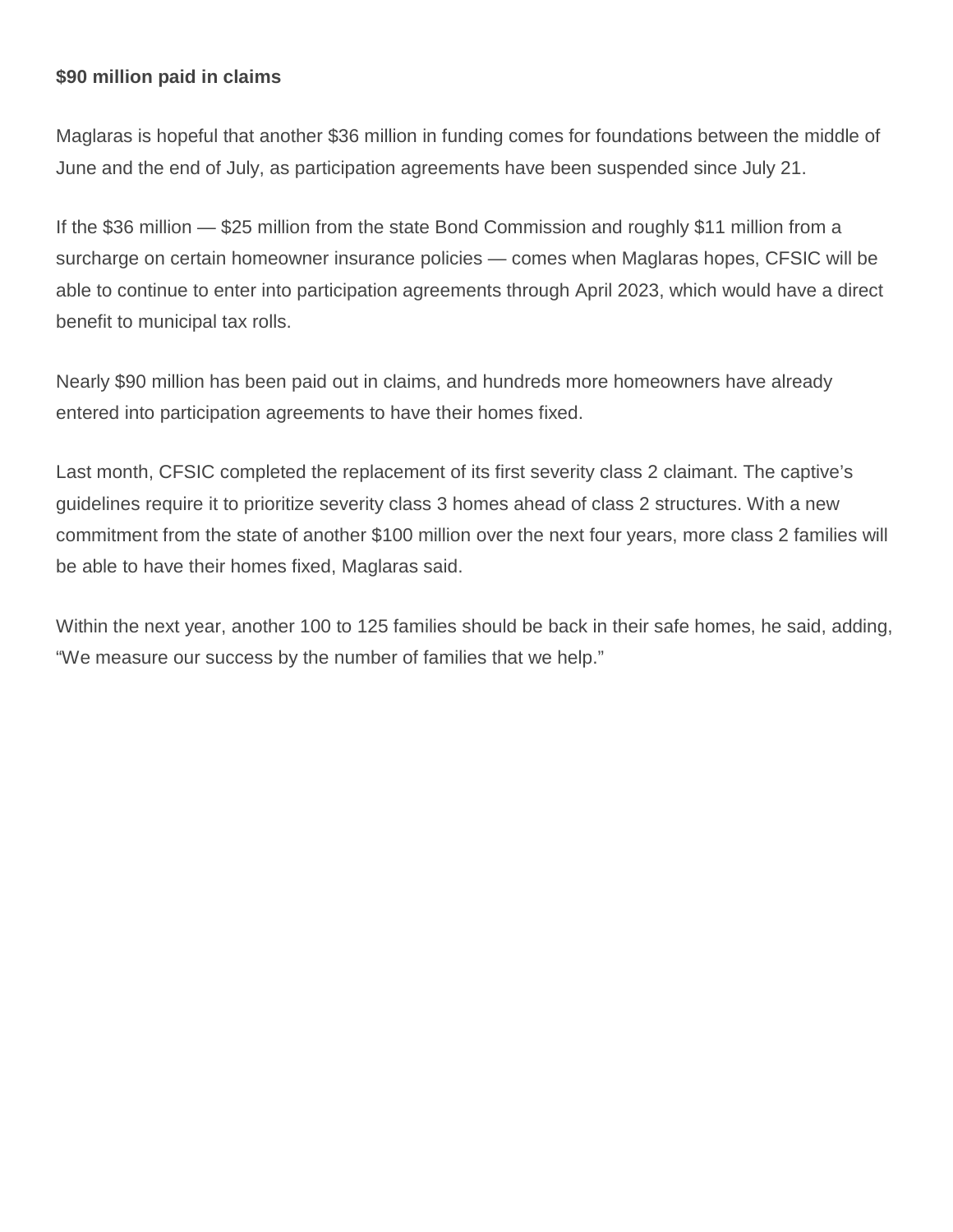**$90 million paid in claims**

Maglaras is hopeful that another $36 million in funding comes for foundations between the middle of June and the end of July, as participation agreements have been suspended since July 21.

If the $36 million — $25 million from the state Bond Commission and roughly $11 million from a surcharge on certain homeowner insurance policies — comes when Maglaras hopes, CFSIC will be able to continue to enter into participation agreements through April 2023, which would have a direct benefit to municipal tax rolls.

Nearly $90 million has been paid out in claims, and hundreds more homeowners have already entered into participation agreements to have their homes fixed.

Last month, CFSIC completed the replacement of its first severity class 2 claimant. The captive's guidelines require it to prioritize severity class 3 homes ahead of class 2 structures. With a new commitment from the state of another $100 million over the next four years, more class 2 families will be able to have their homes fixed, Maglaras said.

Within the next year, another 100 to 125 families should be back in their safe homes, he said, adding, "We measure our success by the number of families that we help."